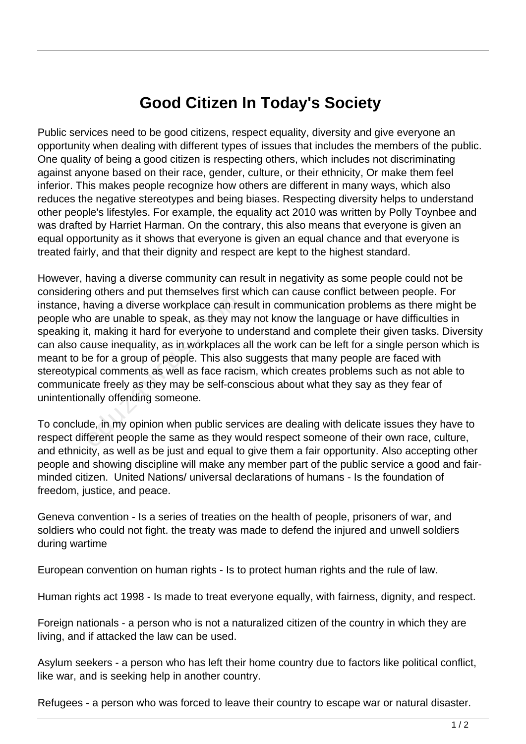# Good Citizen In Today's Society

Public services need to be good citizens, respect equality, diversity and give everyone an opportunity when dealing with different types of issues that includes the members of the public. One quality of being a good citizen is respecting others, which includes not discriminating against anyone based on their race, gender, culture, or their ethnicity, Or make them feel inferior. This makes people recognize how others are different in many ways, which also reduces the negative stereotypes and being biases. Respecting diversity helps to understand other people's lifestyles. For example, the equality act 2010 was written by Polly Toynbee and was drafted by Harriet Harman. On the contrary, this also means that everyone is given an equal opportunity as it shows that everyone is given an equal chance and that everyone is treated fairly, and that their dignity and respect are kept to the highest standard.

However, having a diverse community can result in negativity as some people could not be considering others and put themselves first which can cause conflict between people. For instance, having a diverse workplace can result in communication problems as there might be people who are unable to speak, as they may not know the language or have difficulties in speaking it, making it hard for everyone to understand and complete their given tasks. Diversity can also cause inequality, as in workplaces all the work can be left for a single person which is meant to be for a group of people. This also suggests that many people are faced with stereotypical comments as well as face racism, which creates problems such as not able to communicate freely as they may be self-conscious about what they say as they fear of unintentionally offending someone.

To conclude, in my opinion when public services are dealing with delicate issues they have to respect different people the same as they would respect someone of their own race, culture, and ethnicity, as well as be just and equal to give them a fair opportunity. Also accepting other people and showing discipline will make any member part of the public service a good and fair-minded citizen. United Nations/ universal declarations of humans - Is the foundation of freedom, justice, and peace.

Geneva convention - Is a series of treaties on the health of people, prisoners of war, and soldiers who could not fight. the treaty was made to defend the injured and unwell soldiers during wartime

European convention on human rights - Is to protect human rights and the rule of law.

Human rights act 1998 - Is made to treat everyone equally, with fairness, dignity, and respect.

Foreign nationals - a person who is not a naturalized citizen of the country in which they are living, and if attacked the law can be used.

Asylum seekers - a person who has left their home country due to factors like political conflict, like war, and is seeking help in another country.

Refugees - a person who was forced to leave their country to escape war or natural disaster.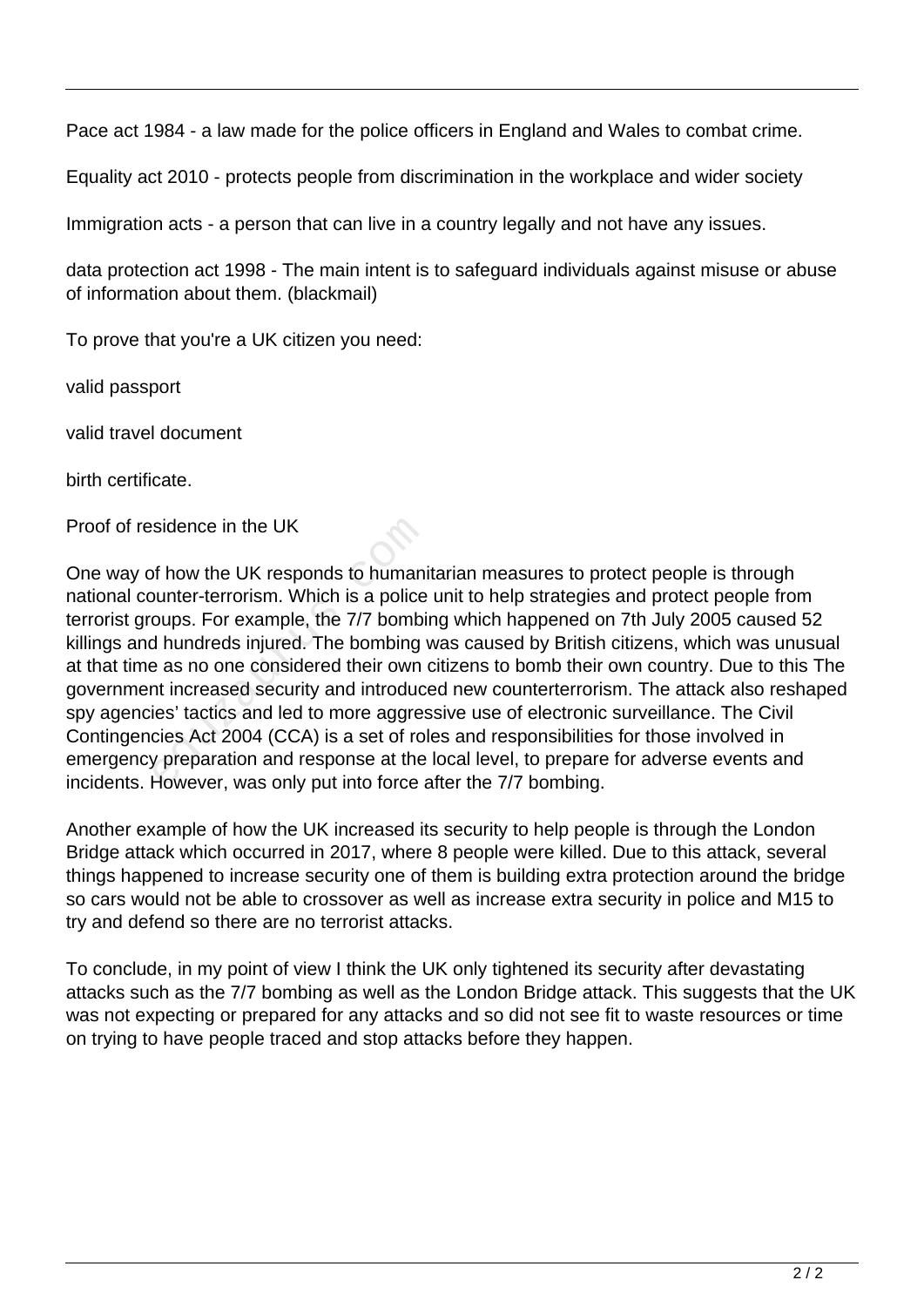Pace act 1984 - a law made for the police officers in England and Wales to combat crime.

Equality act 2010 - protects people from discrimination in the workplace and wider society

Immigration acts - a person that can live in a country legally and not have any issues.

data protection act 1998 - The main intent is to safeguard individuals against misuse or abuse of information about them. (blackmail)

To prove that you're a UK citizen you need:

valid passport

valid travel document

birth certificate.

Proof of residence in the UK

One way of how the UK responds to humanitarian measures to protect people is through national counter-terrorism. Which is a police unit to help strategies and protect people from terrorist groups. For example, the 7/7 bombing which happened on 7th July 2005 caused 52 killings and hundreds injured. The bombing was caused by British citizens, which was unusual at that time as no one considered their own citizens to bomb their own country. Due to this The government increased security and introduced new counterterrorism. The attack also reshaped spy agencies' tactics and led to more aggressive use of electronic surveillance. The Civil Contingencies Act 2004 (CCA) is a set of roles and responsibilities for those involved in emergency preparation and response at the local level, to prepare for adverse events and incidents. However, was only put into force after the 7/7 bombing.

Another example of how the UK increased its security to help people is through the London Bridge attack which occurred in 2017, where 8 people were killed. Due to this attack, several things happened to increase security one of them is building extra protection around the bridge so cars would not be able to crossover as well as increase extra security in police and M15 to try and defend so there are no terrorist attacks.

To conclude, in my point of view I think the UK only tightened its security after devastating attacks such as the 7/7 bombing as well as the London Bridge attack. This suggests that the UK was not expecting or prepared for any attacks and so did not see fit to waste resources or time on trying to have people traced and stop attacks before they happen.